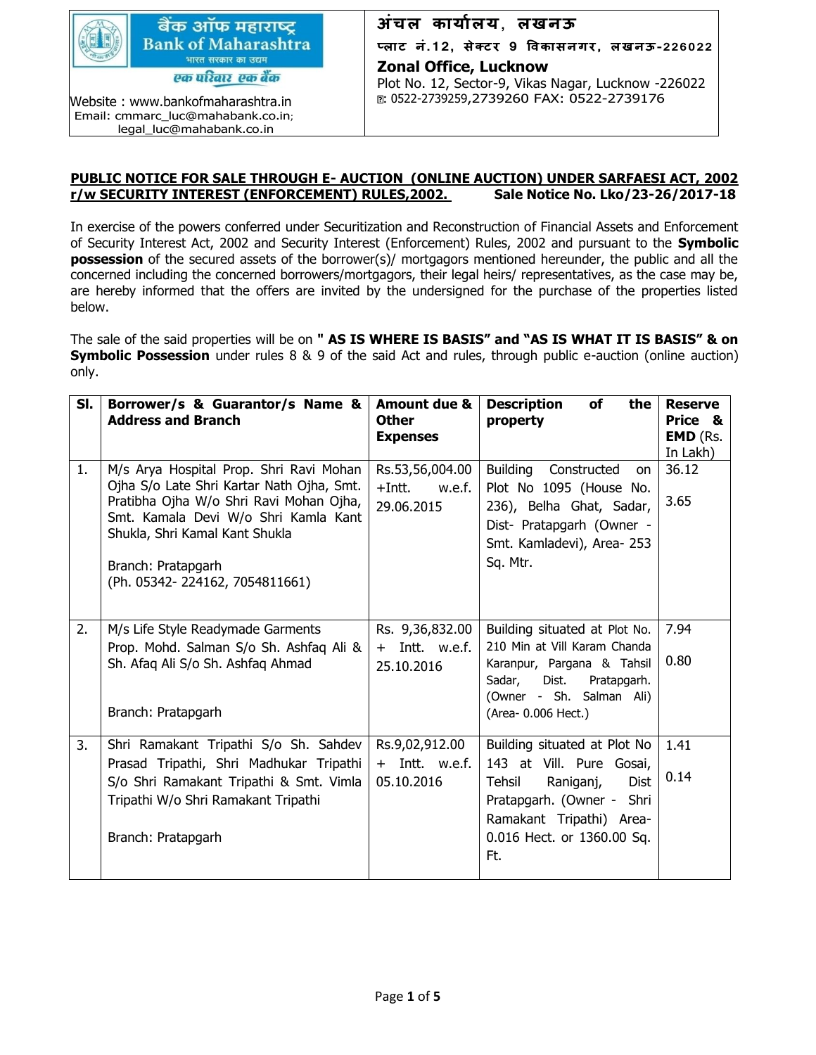| | |
|---|---|
| बैंक ऑफ महाराष्ट्र<br>Bank of Maharashtra<br>भारत सरकार का उद्यम<br>एक परिवार एक बैंक<br>Website : www.bankofmaharashtra.in<br>Email: cmmarc_luc@mahabank.co.in; legal_luc@mahabank.co.in | **अंचल कार्यालय, लखनऊ**<br>**प्लाट नं.12, सेक्टर 9 विकासनगर, लखनऊ-226022**<br>**Zonal Office, Lucknow**<br>Plot No. 12, Sector-9, Vikas Nagar, Lucknow -226022<br>☎: 0522-2739259,2739260 FAX: 0522-2739176 |

**PUBLIC NOTICE FOR SALE THROUGH E- AUCTION (ONLINE AUCTION) UNDER SARFAESI ACT, 2002 r/w SECURITY INTEREST (ENFORCEMENT) RULES,2002. Sale Notice No. Lko/23-26/2017-18**

In exercise of the powers conferred under Securitization and Reconstruction of Financial Assets and Enforcement of Security Interest Act, 2002 and Security Interest (Enforcement) Rules, 2002 and pursuant to the **Symbolic possession** of the secured assets of the borrower(s)/ mortgagors mentioned hereunder, the public and all the concerned including the concerned borrowers/mortgagors, their legal heirs/ representatives, as the case may be, are hereby informed that the offers are invited by the undersigned for the purchase of the properties listed below.

The sale of the said properties will be on **" AS IS WHERE IS BASIS" and "AS IS WHAT IT IS BASIS" & on Symbolic Possession** under rules 8 & 9 of the said Act and rules, through public e-auction (online auction) only.

| Sl. | Borrower/s & Guarantor/s Name & Address and Branch | Amount due & Other Expenses | Description of the property | Reserve Price & EMD (Rs. In Lakh) |
|---|---|---|---|---|
| 1. | M/s Arya Hospital Prop. Shri Ravi Mohan Ojha S/o Late Shri Kartar Nath Ojha, Smt. Pratibha Ojha W/o Shri Ravi Mohan Ojha, Smt. Kamala Devi W/o Shri Kamla Kant Shukla, Shri Kamal Kant Shukla<br><br>Branch: Pratapgarh<br>(Ph. 05342- 224162, 7054811661) | Rs.53,56,004.00 +Intt. w.e.f. 29.06.2015 | Building Constructed on Plot No 1095 (House No. 236), Belha Ghat, Sadar, Dist- Pratapgarh (Owner - Smt. Kamladevi), Area- 253 Sq. Mtr. | 36.12<br><br>3.65 |
| 2. | M/s Life Style Readymade Garments Prop. Mohd. Salman S/o Sh. Ashfaq Ali & Sh. Afaq Ali S/o Sh. Ashfaq Ahmad<br><br>Branch: Pratapgarh | Rs. 9,36,832.00 + Intt. w.e.f. 25.10.2016 | Building situated at Plot No. 210 Min at Vill Karam Chanda Karanpur, Pargana & Tahsil Sadar, Dist. Pratapgarh. (Owner - Sh. Salman Ali) (Area- 0.006 Hect.) | 7.94<br><br>0.80 |
| 3. | Shri Ramakant Tripathi S/o Sh. Sahdev Prasad Tripathi, Shri Madhukar Tripathi S/o Shri Ramakant Tripathi & Smt. Vimla Tripathi W/o Shri Ramakant Tripathi<br><br>Branch: Pratapgarh | Rs.9,02,912.00 + Intt. w.e.f. 05.10.2016 | Building situated at Plot No 143 at Vill. Pure Gosai, Tehsil Raniganj, Dist Pratapgarh. (Owner - Shri Ramakant Tripathi) Area- 0.016 Hect. or 1360.00 Sq. Ft. | 1.41<br><br>0.14 |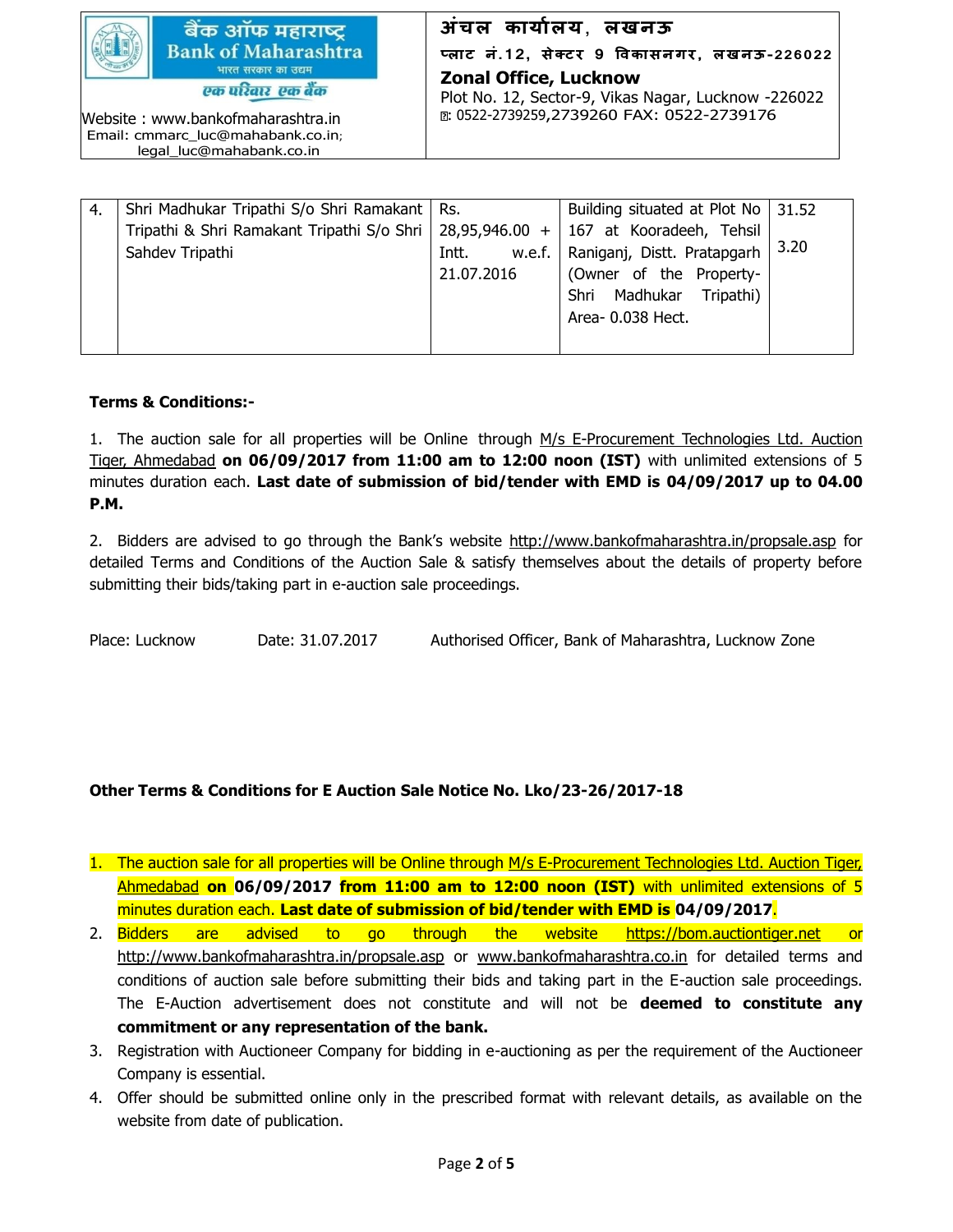बैंक ऑफ महाराष्ट्र
Bank of Maharashtra
भारत सरकार का उद्यम
एक परिवार एक बैंक

Website : www.bankofmaharashtra.in
Email: cmmarc_luc@mahabank.co.in; legal_luc@mahabank.co.in

**अंचल कार्यालय, लखनऊ**
**प्लाट नं.12, सेक्टर 9 विकासनगर, लखनऊ-226022**
**Zonal Office, Lucknow**
Plot No. 12, Sector-9, Vikas Nagar, Lucknow -226022
☎: 0522-2739259,2739260 FAX: 0522-2739176

| | | | | |
|---|---|---|---|---|
| 4. | Shri Madhukar Tripathi S/o Shri Ramakant Tripathi & Shri Ramakant Tripathi S/o Shri Sahdev Tripathi | Rs. 28,95,946.00 + Intt. w.e.f. 21.07.2016 | Building situated at Plot No 167 at Kooradeeh, Tehsil Raniganj, Distt. Pratapgarh (Owner of the Property- Shri Madhukar Tripathi) Area- 0.038 Hect. | 31.52<br><br>3.20 |

**Terms & Conditions:-**

1. The auction sale for all properties will be Online through M/s E-Procurement Technologies Ltd. Auction Tiger, Ahmedabad **on 06/09/2017 from 11:00 am to 12:00 noon (IST)** with unlimited extensions of 5 minutes duration each. **Last date of submission of bid/tender with EMD is 04/09/2017 up to 04.00 P.M.**

2. Bidders are advised to go through the Bank's website http://www.bankofmaharashtra.in/propsale.asp for detailed Terms and Conditions of the Auction Sale & satisfy themselves about the details of property before submitting their bids/taking part in e-auction sale proceedings.

Place: Lucknow Date: 31.07.2017 Authorised Officer, Bank of Maharashtra, Lucknow Zone

**Other Terms & Conditions for E Auction Sale Notice No. Lko/23-26/2017-18**

1. The auction sale for all properties will be Online through M/s E-Procurement Technologies Ltd. Auction Tiger, Ahmedabad **on 06/09/2017 from 11:00 am to 12:00 noon (IST)** with unlimited extensions of 5 minutes duration each. **Last date of submission of bid/tender with EMD is 04/09/2017**.
2. Bidders are advised to go through the website https://bom.auctiontiger.net or http://www.bankofmaharashtra.in/propsale.asp or www.bankofmaharashtra.co.in for detailed terms and conditions of auction sale before submitting their bids and taking part in the E-auction sale proceedings. The E-Auction advertisement does not constitute and will not be **deemed to constitute any commitment or any representation of the bank.**
3. Registration with Auctioneer Company for bidding in e-auctioning as per the requirement of the Auctioneer Company is essential.
4. Offer should be submitted online only in the prescribed format with relevant details, as available on the website from date of publication.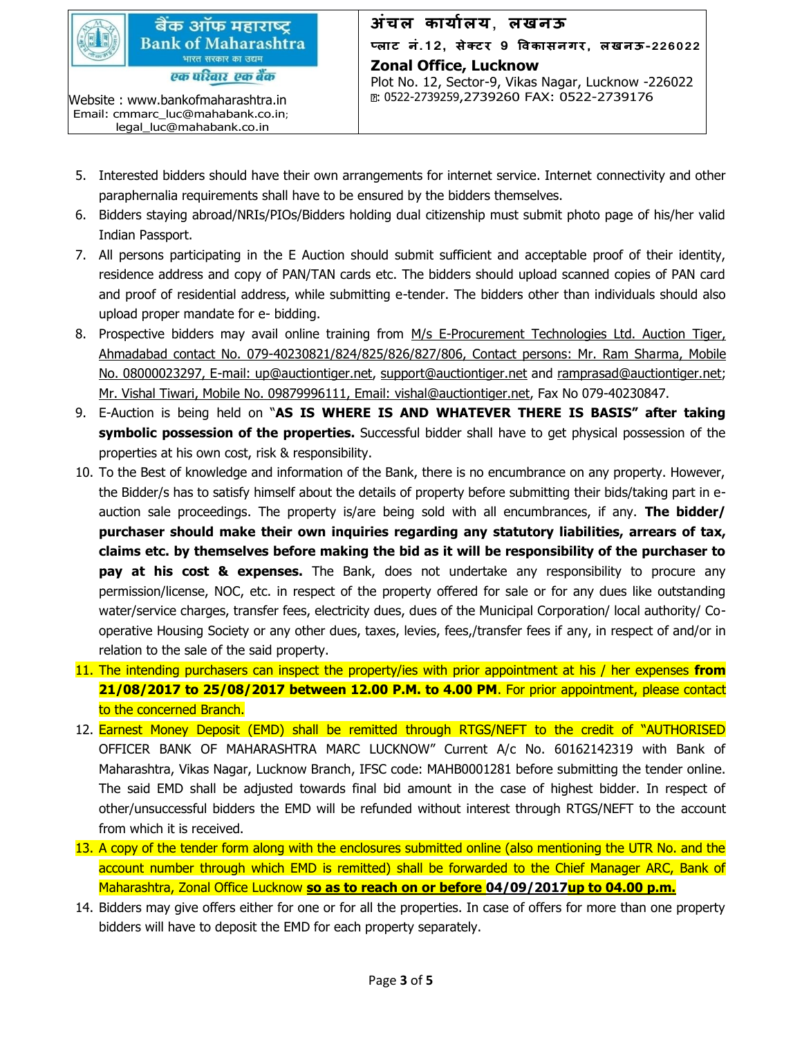बैंक ऑफ महाराष्ट्र
Bank of Maharashtra
भारत सरकार का उद्यम
एक परिवार एक बैंक

Website : www.bankofmaharashtra.in
Email: cmmarc_luc@mahabank.co.in; legal_luc@mahabank.co.in

**अंचल कार्यालय, लखनऊ**
**प्लाट नं.12, सेक्टर 9 विकासनगर, लखनऊ-226022**
**Zonal Office, Lucknow**
Plot No. 12, Sector-9, Vikas Nagar, Lucknow -226022
☎: 0522-2739259,2739260 FAX: 0522-2739176

5. Interested bidders should have their own arrangements for internet service. Internet connectivity and other paraphernalia requirements shall have to be ensured by the bidders themselves.
6. Bidders staying abroad/NRIs/PIOs/Bidders holding dual citizenship must submit photo page of his/her valid Indian Passport.
7. All persons participating in the E Auction should submit sufficient and acceptable proof of their identity, residence address and copy of PAN/TAN cards etc. The bidders should upload scanned copies of PAN card and proof of residential address, while submitting e-tender. The bidders other than individuals should also upload proper mandate for e- bidding.
8. Prospective bidders may avail online training from M/s E-Procurement Technologies Ltd. Auction Tiger, Ahmadabad contact No. 079-40230821/824/825/826/827/806, Contact persons: Mr. Ram Sharma, Mobile No. 08000023297, E-mail: up@auctiontiger.net, support@auctiontiger.net and ramprasad@auctiontiger.net; Mr. Vishal Tiwari, Mobile No. 09879996111, Email: vishal@auctiontiger.net, Fax No 079-40230847.
9. E-Auction is being held on **"AS IS WHERE IS AND WHATEVER THERE IS BASIS" after taking symbolic possession of the properties.** Successful bidder shall have to get physical possession of the properties at his own cost, risk & responsibility.
10. To the Best of knowledge and information of the Bank, there is no encumbrance on any property. However, the Bidder/s has to satisfy himself about the details of property before submitting their bids/taking part in e-auction sale proceedings. The property is/are being sold with all encumbrances, if any. **The bidder/ purchaser should make their own inquiries regarding any statutory liabilities, arrears of tax, claims etc. by themselves before making the bid as it will be responsibility of the purchaser to pay at his cost & expenses.** The Bank, does not undertake any responsibility to procure any permission/license, NOC, etc. in respect of the property offered for sale or for any dues like outstanding water/service charges, transfer fees, electricity dues, dues of the Municipal Corporation/ local authority/ Co-operative Housing Society or any other dues, taxes, levies, fees,/transfer fees if any, in respect of and/or in relation to the sale of the said property.
11. The intending purchasers can inspect the property/ies with prior appointment at his / her expenses **from 21/08/2017 to 25/08/2017 between 12.00 P.M. to 4.00 PM**. For prior appointment, please contact to the concerned Branch.
12. Earnest Money Deposit (EMD) shall be remitted through RTGS/NEFT to the credit of "AUTHORISED OFFICER BANK OF MAHARASHTRA MARC LUCKNOW" Current A/c No. 60162142319 with Bank of Maharashtra, Vikas Nagar, Lucknow Branch, IFSC code: MAHB0001281 before submitting the tender online. The said EMD shall be adjusted towards final bid amount in the case of highest bidder. In respect of other/unsuccessful bidders the EMD will be refunded without interest through RTGS/NEFT to the account from which it is received.
13. A copy of the tender form along with the enclosures submitted online (also mentioning the UTR No. and the account number through which EMD is remitted) shall be forwarded to the Chief Manager ARC, Bank of Maharashtra, Zonal Office Lucknow **so as to reach on or before 04/09/2017up to 04.00 p.m.**
14. Bidders may give offers either for one or for all the properties. In case of offers for more than one property bidders will have to deposit the EMD for each property separately.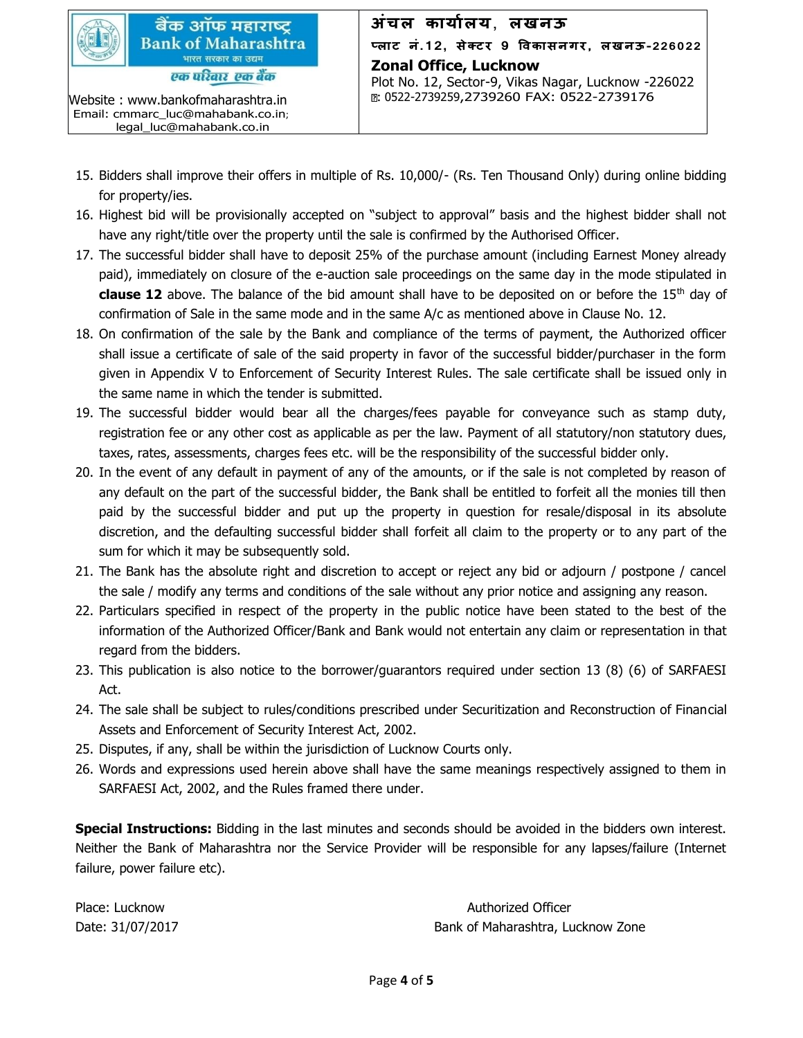15. Bidders shall improve their offers in multiple of Rs. 10,000/- (Rs. Ten Thousand Only) during online bidding for property/ies.
16. Highest bid will be provisionally accepted on "subject to approval" basis and the highest bidder shall not have any right/title over the property until the sale is confirmed by the Authorised Officer.
17. The successful bidder shall have to deposit 25% of the purchase amount (including Earnest Money already paid), immediately on closure of the e-auction sale proceedings on the same day in the mode stipulated in **clause 12** above. The balance of the bid amount shall have to be deposited on or before the 15th day of confirmation of Sale in the same mode and in the same A/c as mentioned above in Clause No. 12.
18. On confirmation of the sale by the Bank and compliance of the terms of payment, the Authorized officer shall issue a certificate of sale of the said property in favor of the successful bidder/purchaser in the form given in Appendix V to Enforcement of Security Interest Rules. The sale certificate shall be issued only in the same name in which the tender is submitted.
19. The successful bidder would bear all the charges/fees payable for conveyance such as stamp duty, registration fee or any other cost as applicable as per the law. Payment of all statutory/non statutory dues, taxes, rates, assessments, charges fees etc. will be the responsibility of the successful bidder only.
20. In the event of any default in payment of any of the amounts, or if the sale is not completed by reason of any default on the part of the successful bidder, the Bank shall be entitled to forfeit all the monies till then paid by the successful bidder and put up the property in question for resale/disposal in its absolute discretion, and the defaulting successful bidder shall forfeit all claim to the property or to any part of the sum for which it may be subsequently sold.
21. The Bank has the absolute right and discretion to accept or reject any bid or adjourn / postpone / cancel the sale / modify any terms and conditions of the sale without any prior notice and assigning any reason.
22. Particulars specified in respect of the property in the public notice have been stated to the best of the information of the Authorized Officer/Bank and Bank would not entertain any claim or representation in that regard from the bidders.
23. This publication is also notice to the borrower/guarantors required under section 13 (8) (6) of SARFAESI Act.
24. The sale shall be subject to rules/conditions prescribed under Securitization and Reconstruction of Financial Assets and Enforcement of Security Interest Act, 2002.
25. Disputes, if any, shall be within the jurisdiction of Lucknow Courts only.
26. Words and expressions used herein above shall have the same meanings respectively assigned to them in SARFAESI Act, 2002, and the Rules framed there under.

**Special Instructions:** Bidding in the last minutes and seconds should be avoided in the bidders own interest. Neither the Bank of Maharashtra nor the Service Provider will be responsible for any lapses/failure (Internet failure, power failure etc).

Place: Lucknow
Date: 31/07/2017

Authorized Officer
Bank of Maharashtra, Lucknow Zone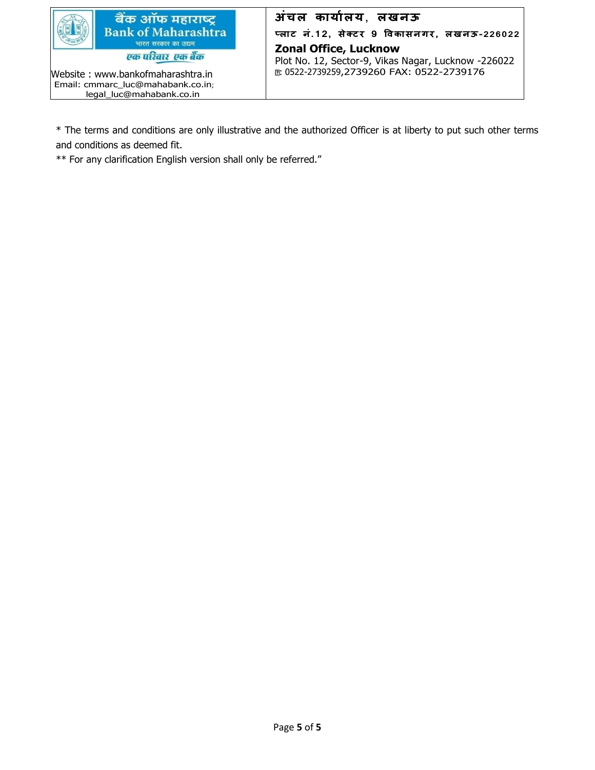* The terms and conditions are only illustrative and the authorized Officer is at liberty to put such other terms and conditions as deemed fit.

** For any clarification English version shall only be referred."